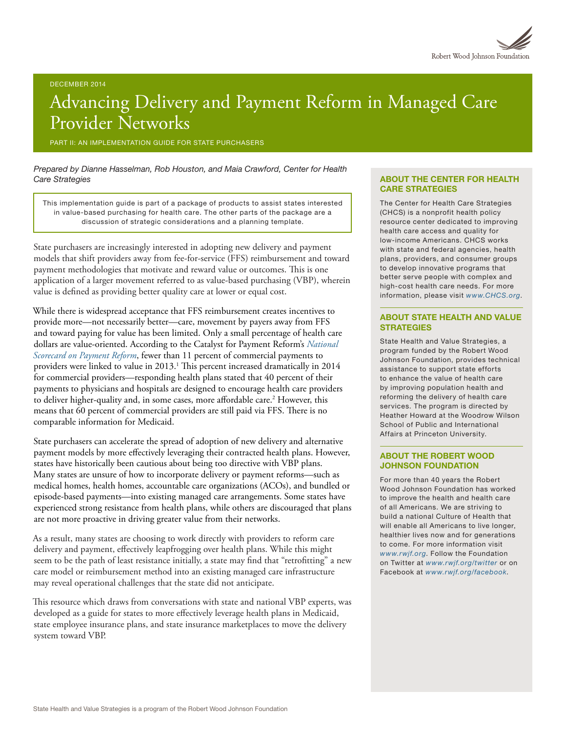DECEMBER 2014

# Advancing Delivery and Payment Reform in Managed Care Provider Networks

PART II: AN IMPLEMENTATION GUIDE FOR STATE PURCHASERS

*Prepared by Dianne Hasselman, Rob Houston, and Maia Crawford, Center for Health Care Strategies*

> This implementation guide is part of a package of products to assist states interested in value-based purchasing for health care. The other parts of the package are a discussion of strategic considerations and a planning template.

State purchasers are increasingly interested in adopting new delivery and payment models that shift providers away from fee-for-service (FFS) reimbursement and toward payment methodologies that motivate and reward value or outcomes. This is one application of a larger movement referred to as value-based purchasing (VBP), wherein value is defined as providing better quality care at lower or equal cost.

While there is widespread acceptance that FFS reimbursement creates incentives to provide more—not necessarily better—care, movement by payers away from FFS and toward paying for value has been limited. Only a small percentage of health care dollars are value-oriented. According to the Catalyst for Payment Reform's *National Scorecard on Payment Reform*, fewer than 11 percent of commercial payments to providers were linked to value in 2013.[1] This percent increased dramatically in 2014 for commercial providers—responding health plans stated that 40 percent of their payments to physicians and hospitals are designed to encourage health care providers to deliver higher-quality and, in some cases, more affordable care.[2] However, this means that 60 percent of commercial providers are still paid via FFS. There is no comparable information for Medicaid.

State purchasers can accelerate the spread of adoption of new delivery and alternative payment models by more effectively leveraging their contracted health plans. However, states have historically been cautious about being too directive with VBP plans. Many states are unsure of how to incorporate delivery or payment reforms—such as medical homes, health homes, accountable care organizations (ACOs), and bundled or episode-based payments—into existing managed care arrangements. Some states have experienced strong resistance from health plans, while others are discouraged that plans are not more proactive in driving greater value from their networks.

As a result, many states are choosing to work directly with providers to reform care delivery and payment, effectively leapfrogging over health plans. While this might seem to be the path of least resistance initially, a state may find that "retrofitting" a new care model or reimbursement method into an existing managed care infrastructure may reveal operational challenges that the state did not anticipate.

This resource which draws from conversations with state and national VBP experts, was developed as a guide for states to more effectively leverage health plans in Medicaid, state employee insurance plans, and state insurance marketplaces to move the delivery system toward VBP.

### ABOUT THE CENTER FOR HEALTH CARE STRATEGIES

The Center for Health Care Strategies (CHCS) is a nonprofit health policy resource center dedicated to improving health care access and quality for low-income Americans. CHCS works with state and federal agencies, health plans, providers, and consumer groups to develop innovative programs that better serve people with complex and high-cost health care needs. For more information, please visit *www.CHCS.org*.

### ABOUT STATE HEALTH AND VALUE STRATEGIES

State Health and Value Strategies, a program funded by the Robert Wood Johnson Foundation, provides technical assistance to support state efforts to enhance the value of health care by improving population health and reforming the delivery of health care services. The program is directed by Heather Howard at the Woodrow Wilson School of Public and International Affairs at Princeton University.

### ABOUT THE ROBERT WOOD JOHNSON FOUNDATION

For more than 40 years the Robert Wood Johnson Foundation has worked to improve the health and health care of all Americans. We are striving to build a national Culture of Health that will enable all Americans to live longer, healthier lives now and for generations to come. For more information visit *www.rwjf.org*. Follow the Foundation on Twitter at *www.rwjf.org/twitter* or on Facebook at *www.rwjf.org/facebook*.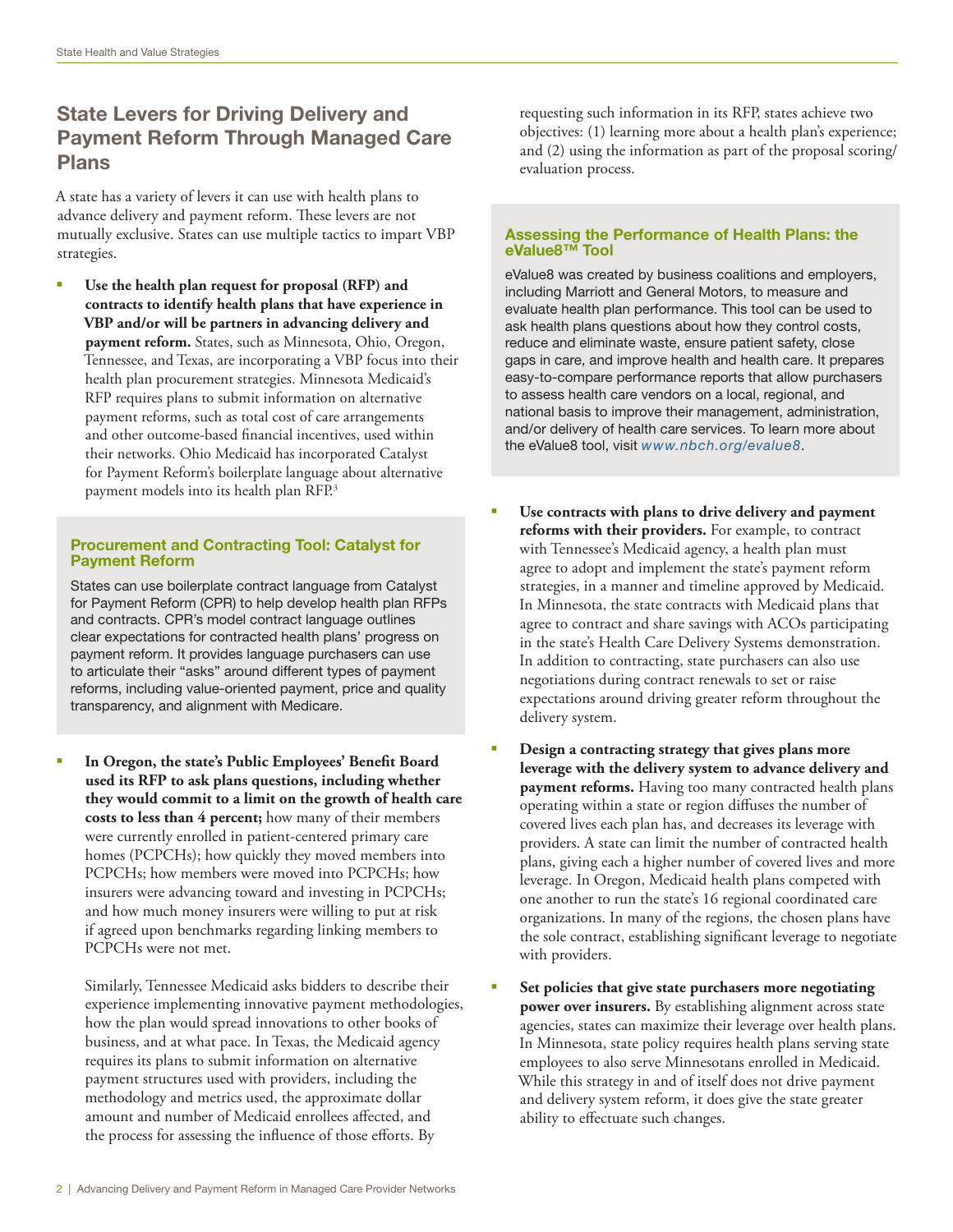## State Levers for Driving Delivery and Payment Reform Through Managed Care Plans

A state has a variety of levers it can use with health plans to advance delivery and payment reform. These levers are not mutually exclusive. States can use multiple tactics to impart VBP strategies.

- **Use the health plan request for proposal (RFP) and contracts to identify health plans that have experience in VBP and/or will be partners in advancing delivery and payment reform.** States, such as Minnesota, Ohio, Oregon, Tennessee, and Texas, are incorporating a VBP focus into their health plan procurement strategies. Minnesota Medicaid's RFP requires plans to submit information on alternative payment reforms, such as total cost of care arrangements and other outcome-based financial incentives, used within their networks. Ohio Medicaid has incorporated Catalyst for Payment Reform's boilerplate language about alternative payment models into its health plan RFP.[3]

> **Procurement and Contracting Tool: Catalyst for Payment Reform**
>
> States can use boilerplate contract language from Catalyst for Payment Reform (CPR) to help develop health plan RFPs and contracts. CPR's model contract language outlines clear expectations for contracted health plans' progress on payment reform. It provides language purchasers can use to articulate their "asks" around different types of payment reforms, including value-oriented payment, price and quality transparency, and alignment with Medicare.

- **In Oregon, the state's Public Employees' Benefit Board used its RFP to ask plans questions, including whether they would commit to a limit on the growth of health care costs to less than 4 percent;** how many of their members were currently enrolled in patient-centered primary care homes (PCPCHs); how quickly they moved members into PCPCHs; how members were moved into PCPCHs; how insurers were advancing toward and investing in PCPCHs; and how much money insurers were willing to put at risk if agreed upon benchmarks regarding linking members to PCPCHs were not met.

  Similarly, Tennessee Medicaid asks bidders to describe their experience implementing innovative payment methodologies, how the plan would spread innovations to other books of business, and at what pace. In Texas, the Medicaid agency requires its plans to submit information on alternative payment structures used with providers, including the methodology and metrics used, the approximate dollar amount and number of Medicaid enrollees affected, and the process for assessing the influence of those efforts. By requesting such information in its RFP, states achieve two objectives: (1) learning more about a health plan's experience; and (2) using the information as part of the proposal scoring/evaluation process.

> **Assessing the Performance of Health Plans: the eValue8™ Tool**
>
> eValue8 was created by business coalitions and employers, including Marriott and General Motors, to measure and evaluate health plan performance. This tool can be used to ask health plans questions about how they control costs, reduce and eliminate waste, ensure patient safety, close gaps in care, and improve health and health care. It prepares easy-to-compare performance reports that allow purchasers to assess health care vendors on a local, regional, and national basis to improve their management, administration, and/or delivery of health care services. To learn more about the eValue8 tool, visit *www.nbch.org/evalue8*.

- **Use contracts with plans to drive delivery and payment reforms with their providers.** For example, to contract with Tennessee's Medicaid agency, a health plan must agree to adopt and implement the state's payment reform strategies, in a manner and timeline approved by Medicaid. In Minnesota, the state contracts with Medicaid plans that agree to contract and share savings with ACOs participating in the state's Health Care Delivery Systems demonstration. In addition to contracting, state purchasers can also use negotiations during contract renewals to set or raise expectations around driving greater reform throughout the delivery system.

- **Design a contracting strategy that gives plans more leverage with the delivery system to advance delivery and payment reforms.** Having too many contracted health plans operating within a state or region diffuses the number of covered lives each plan has, and decreases its leverage with providers. A state can limit the number of contracted health plans, giving each a higher number of covered lives and more leverage. In Oregon, Medicaid health plans competed with one another to run the state's 16 regional coordinated care organizations. In many of the regions, the chosen plans have the sole contract, establishing significant leverage to negotiate with providers.

- **Set policies that give state purchasers more negotiating power over insurers.** By establishing alignment across state agencies, states can maximize their leverage over health plans. In Minnesota, state policy requires health plans serving state employees to also serve Minnesotans enrolled in Medicaid. While this strategy in and of itself does not drive payment and delivery system reform, it does give the state greater ability to effectuate such changes.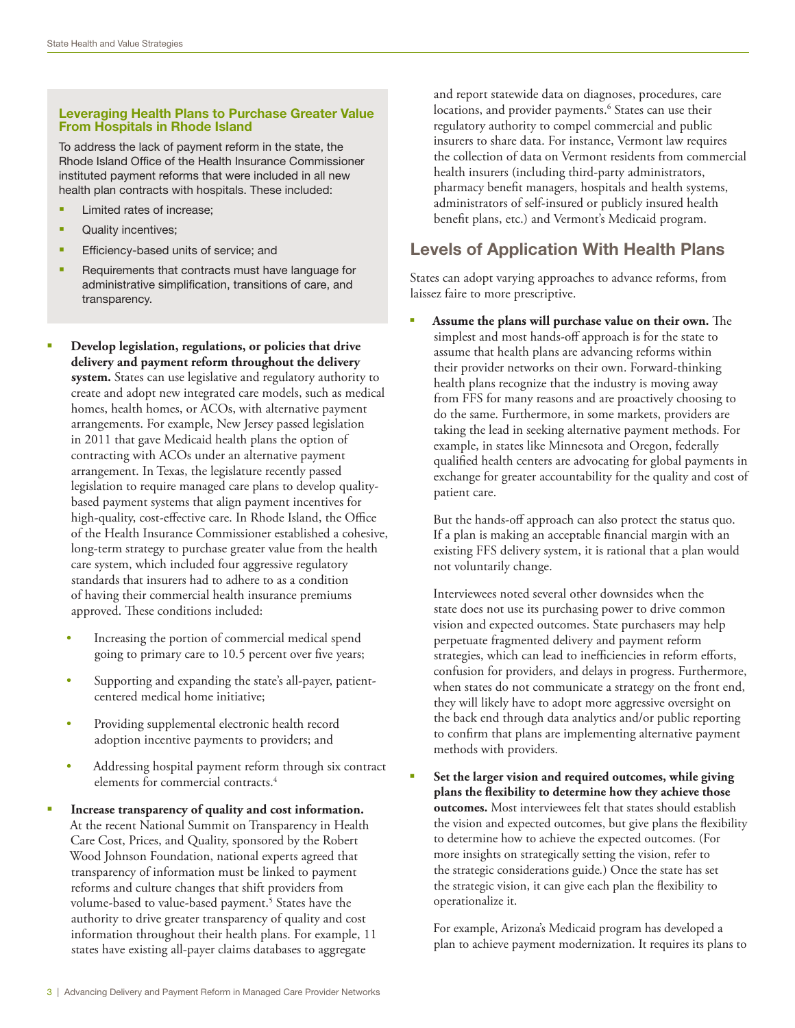### Leveraging Health Plans to Purchase Greater Value From Hospitals in Rhode Island

To address the lack of payment reform in the state, the Rhode Island Office of the Health Insurance Commissioner instituted payment reforms that were included in all new health plan contracts with hospitals. These included:

- Limited rates of increase;
- Quality incentives;
- Efficiency-based units of service; and
- Requirements that contracts must have language for administrative simplification, transitions of care, and transparency.

- **Develop legislation, regulations, or policies that drive delivery and payment reform throughout the delivery system.** States can use legislative and regulatory authority to create and adopt new integrated care models, such as medical homes, health homes, or ACOs, with alternative payment arrangements. For example, New Jersey passed legislation in 2011 that gave Medicaid health plans the option of contracting with ACOs under an alternative payment arrangement. In Texas, the legislature recently passed legislation to require managed care plans to develop quality-based payment systems that align payment incentives for high-quality, cost-effective care. In Rhode Island, the Office of the Health Insurance Commissioner established a cohesive, long-term strategy to purchase greater value from the health care system, which included four aggressive regulatory standards that insurers had to adhere to as a condition of having their commercial health insurance premiums approved. These conditions included:
  - Increasing the portion of commercial medical spend going to primary care to 10.5 percent over five years;
  - Supporting and expanding the state's all-payer, patient-centered medical home initiative;
  - Providing supplemental electronic health record adoption incentive payments to providers; and
  - Addressing hospital payment reform through six contract elements for commercial contracts.[4]
- **Increase transparency of quality and cost information.** At the recent National Summit on Transparency in Health Care Cost, Prices, and Quality, sponsored by the Robert Wood Johnson Foundation, national experts agreed that transparency of information must be linked to payment reforms and culture changes that shift providers from volume-based to value-based payment.[5] States have the authority to drive greater transparency of quality and cost information throughout their health plans. For example, 11 states have existing all-payer claims databases to aggregate and report statewide data on diagnoses, procedures, care locations, and provider payments.[6] States can use their regulatory authority to compel commercial and public insurers to share data. For instance, Vermont law requires the collection of data on Vermont residents from commercial health insurers (including third-party administrators, pharmacy benefit managers, hospitals and health systems, administrators of self-insured or publicly insured health benefit plans, etc.) and Vermont's Medicaid program.

## Levels of Application With Health Plans

States can adopt varying approaches to advance reforms, from laissez faire to more prescriptive.

- **Assume the plans will purchase value on their own.** The simplest and most hands-off approach is for the state to assume that health plans are advancing reforms within their provider networks on their own. Forward-thinking health plans recognize that the industry is moving away from FFS for many reasons and are proactively choosing to do the same. Furthermore, in some markets, providers are taking the lead in seeking alternative payment methods. For example, in states like Minnesota and Oregon, federally qualified health centers are advocating for global payments in exchange for greater accountability for the quality and cost of patient care.

  But the hands-off approach can also protect the status quo. If a plan is making an acceptable financial margin with an existing FFS delivery system, it is rational that a plan would not voluntarily change.

  Interviewees noted several other downsides when the state does not use its purchasing power to drive common vision and expected outcomes. State purchasers may help perpetuate fragmented delivery and payment reform strategies, which can lead to inefficiencies in reform efforts, confusion for providers, and delays in progress. Furthermore, when states do not communicate a strategy on the front end, they will likely have to adopt more aggressive oversight on the back end through data analytics and/or public reporting to confirm that plans are implementing alternative payment methods with providers.

- **Set the larger vision and required outcomes, while giving plans the flexibility to determine how they achieve those outcomes.** Most interviewees felt that states should establish the vision and expected outcomes, but give plans the flexibility to determine how to achieve the expected outcomes. (For more insights on strategically setting the vision, refer to the strategic considerations guide.) Once the state has set the strategic vision, it can give each plan the flexibility to operationalize it.

  For example, Arizona's Medicaid program has developed a plan to achieve payment modernization. It requires its plans to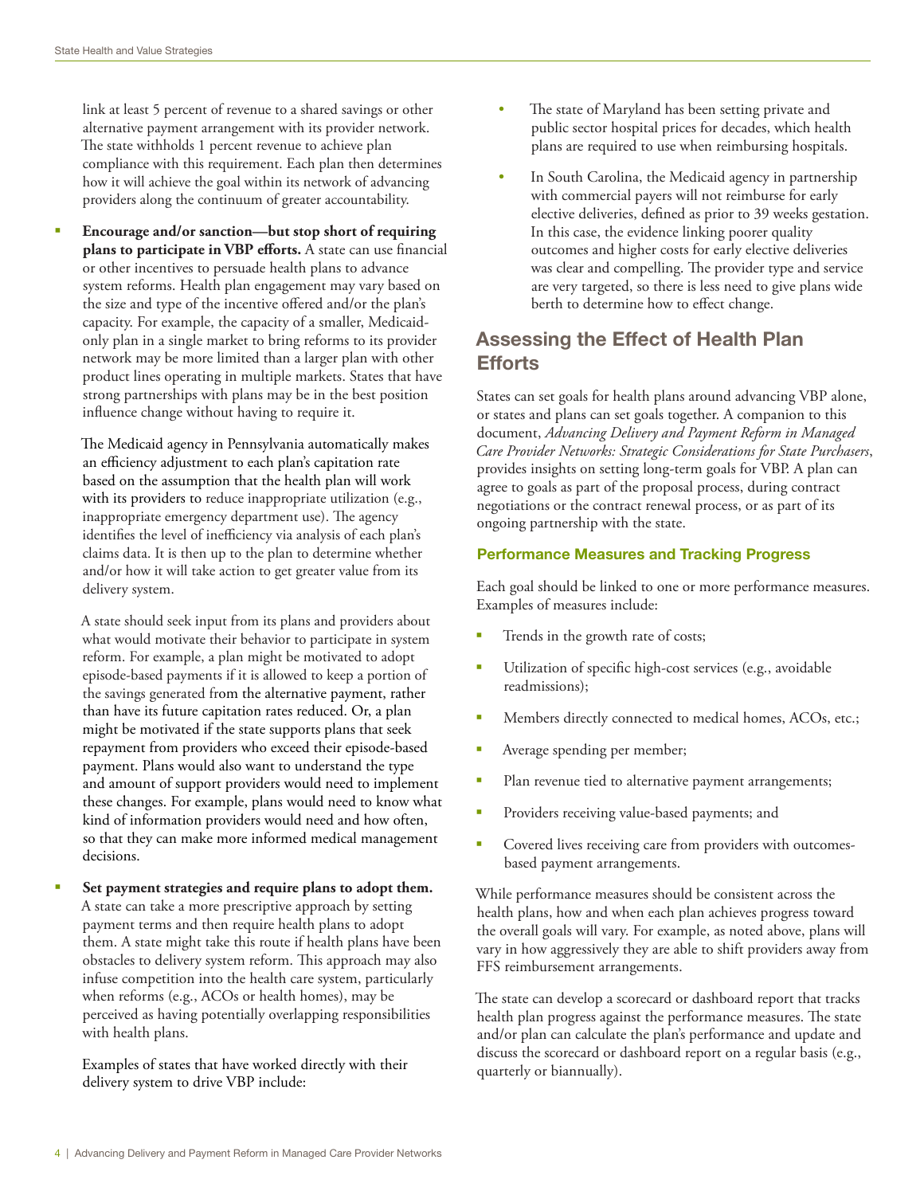link at least 5 percent of revenue to a shared savings or other alternative payment arrangement with its provider network. The state withholds 1 percent revenue to achieve plan compliance with this requirement. Each plan then determines how it will achieve the goal within its network of advancing providers along the continuum of greater accountability.

- **Encourage and/or sanction—but stop short of requiring plans to participate in VBP efforts.** A state can use financial or other incentives to persuade health plans to advance system reforms. Health plan engagement may vary based on the size and type of the incentive offered and/or the plan's capacity. For example, the capacity of a smaller, Medicaid-only plan in a single market to bring reforms to its provider network may be more limited than a larger plan with other product lines operating in multiple markets. States that have strong partnerships with plans may be in the best position influence change without having to require it.

  The Medicaid agency in Pennsylvania automatically makes an efficiency adjustment to each plan's capitation rate based on the assumption that the health plan will work with its providers to reduce inappropriate utilization (e.g., inappropriate emergency department use). The agency identifies the level of inefficiency via analysis of each plan's claims data. It is then up to the plan to determine whether and/or how it will take action to get greater value from its delivery system.

  A state should seek input from its plans and providers about what would motivate their behavior to participate in system reform. For example, a plan might be motivated to adopt episode-based payments if it is allowed to keep a portion of the savings generated from the alternative payment, rather than have its future capitation rates reduced. Or, a plan might be motivated if the state supports plans that seek repayment from providers who exceed their episode-based payment. Plans would also want to understand the type and amount of support providers would need to implement these changes. For example, plans would need to know what kind of information providers would need and how often, so that they can make more informed medical management decisions.

- **Set payment strategies and require plans to adopt them.** A state can take a more prescriptive approach by setting payment terms and then require health plans to adopt them. A state might take this route if health plans have been obstacles to delivery system reform. This approach may also infuse competition into the health care system, particularly when reforms (e.g., ACOs or health homes), may be perceived as having potentially overlapping responsibilities with health plans.

  Examples of states that have worked directly with their delivery system to drive VBP include:

  - The state of Maryland has been setting private and public sector hospital prices for decades, which health plans are required to use when reimbursing hospitals.
  - In South Carolina, the Medicaid agency in partnership with commercial payers will not reimburse for early elective deliveries, defined as prior to 39 weeks gestation. In this case, the evidence linking poorer quality outcomes and higher costs for early elective deliveries was clear and compelling. The provider type and service are very targeted, so there is less need to give plans wide berth to determine how to effect change.

## Assessing the Effect of Health Plan Efforts

States can set goals for health plans around advancing VBP alone, or states and plans can set goals together. A companion to this document, *Advancing Delivery and Payment Reform in Managed Care Provider Networks: Strategic Considerations for State Purchasers*, provides insights on setting long-term goals for VBP. A plan can agree to goals as part of the proposal process, during contract negotiations or the contract renewal process, or as part of its ongoing partnership with the state.

### Performance Measures and Tracking Progress

Each goal should be linked to one or more performance measures. Examples of measures include:

- Trends in the growth rate of costs;
- Utilization of specific high-cost services (e.g., avoidable readmissions);
- Members directly connected to medical homes, ACOs, etc.;
- Average spending per member;
- Plan revenue tied to alternative payment arrangements;
- Providers receiving value-based payments; and
- Covered lives receiving care from providers with outcomes-based payment arrangements.

While performance measures should be consistent across the health plans, how and when each plan achieves progress toward the overall goals will vary. For example, as noted above, plans will vary in how aggressively they are able to shift providers away from FFS reimbursement arrangements.

The state can develop a scorecard or dashboard report that tracks health plan progress against the performance measures. The state and/or plan can calculate the plan's performance and update and discuss the scorecard or dashboard report on a regular basis (e.g., quarterly or biannually).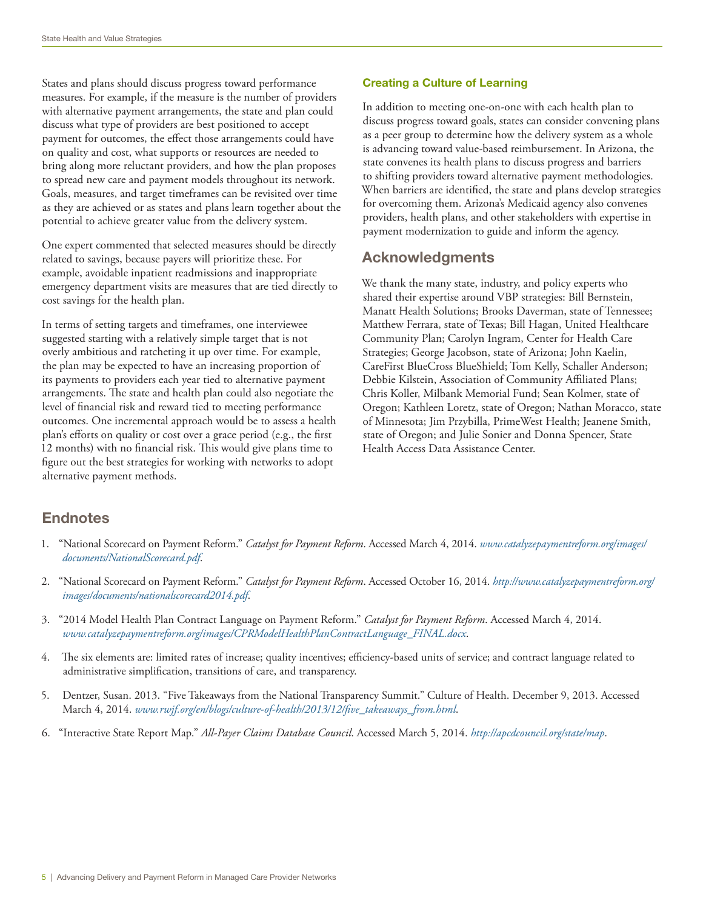States and plans should discuss progress toward performance measures. For example, if the measure is the number of providers with alternative payment arrangements, the state and plan could discuss what type of providers are best positioned to accept payment for outcomes, the effect those arrangements could have on quality and cost, what supports or resources are needed to bring along more reluctant providers, and how the plan proposes to spread new care and payment models throughout its network. Goals, measures, and target timeframes can be revisited over time as they are achieved or as states and plans learn together about the potential to achieve greater value from the delivery system.

One expert commented that selected measures should be directly related to savings, because payers will prioritize these. For example, avoidable inpatient readmissions and inappropriate emergency department visits are measures that are tied directly to cost savings for the health plan.

In terms of setting targets and timeframes, one interviewee suggested starting with a relatively simple target that is not overly ambitious and ratcheting it up over time. For example, the plan may be expected to have an increasing proportion of its payments to providers each year tied to alternative payment arrangements. The state and health plan could also negotiate the level of financial risk and reward tied to meeting performance outcomes. One incremental approach would be to assess a health plan's efforts on quality or cost over a grace period (e.g., the first 12 months) with no financial risk. This would give plans time to figure out the best strategies for working with networks to adopt alternative payment methods.

### Creating a Culture of Learning

In addition to meeting one-on-one with each health plan to discuss progress toward goals, states can consider convening plans as a peer group to determine how the delivery system as a whole is advancing toward value-based reimbursement. In Arizona, the state convenes its health plans to discuss progress and barriers to shifting providers toward alternative payment methodologies. When barriers are identified, the state and plans develop strategies for overcoming them. Arizona's Medicaid agency also convenes providers, health plans, and other stakeholders with expertise in payment modernization to guide and inform the agency.

## Acknowledgments

We thank the many state, industry, and policy experts who shared their expertise around VBP strategies: Bill Bernstein, Manatt Health Solutions; Brooks Daverman, state of Tennessee; Matthew Ferrara, state of Texas; Bill Hagan, United Healthcare Community Plan; Carolyn Ingram, Center for Health Care Strategies; George Jacobson, state of Arizona; John Kaelin, CareFirst BlueCross BlueShield; Tom Kelly, Schaller Anderson; Debbie Kilstein, Association of Community Affiliated Plans; Chris Koller, Milbank Memorial Fund; Sean Kolmer, state of Oregon; Kathleen Loretz, state of Oregon; Nathan Moracco, state of Minnesota; Jim Przybilla, PrimeWest Health; Jeanene Smith, state of Oregon; and Julie Sonier and Donna Spencer, State Health Access Data Assistance Center.

## Endnotes

1. "National Scorecard on Payment Reform." *Catalyst for Payment Reform*. Accessed March 4, 2014. *www.catalyzepaymentreform.org/images/documents/NationalScorecard.pdf*.
2. "National Scorecard on Payment Reform." *Catalyst for Payment Reform*. Accessed October 16, 2014. *http://www.catalyzepaymentreform.org/images/documents/nationalscorecard2014.pdf*.
3. "2014 Model Health Plan Contract Language on Payment Reform." *Catalyst for Payment Reform*. Accessed March 4, 2014. *www.catalyzepaymentreform.org/images/CPRModelHealthPlanContractLanguage_FINAL.docx*.
4. The six elements are: limited rates of increase; quality incentives; efficiency-based units of service; and contract language related to administrative simplification, transitions of care, and transparency.
5. Dentzer, Susan. 2013. "Five Takeaways from the National Transparency Summit." Culture of Health. December 9, 2013. Accessed March 4, 2014. *www.rwjf.org/en/blogs/culture-of-health/2013/12/five_takeaways_from.html*.
6. "Interactive State Report Map." *All-Payer Claims Database Council*. Accessed March 5, 2014. *http://apcdcouncil.org/state/map*.